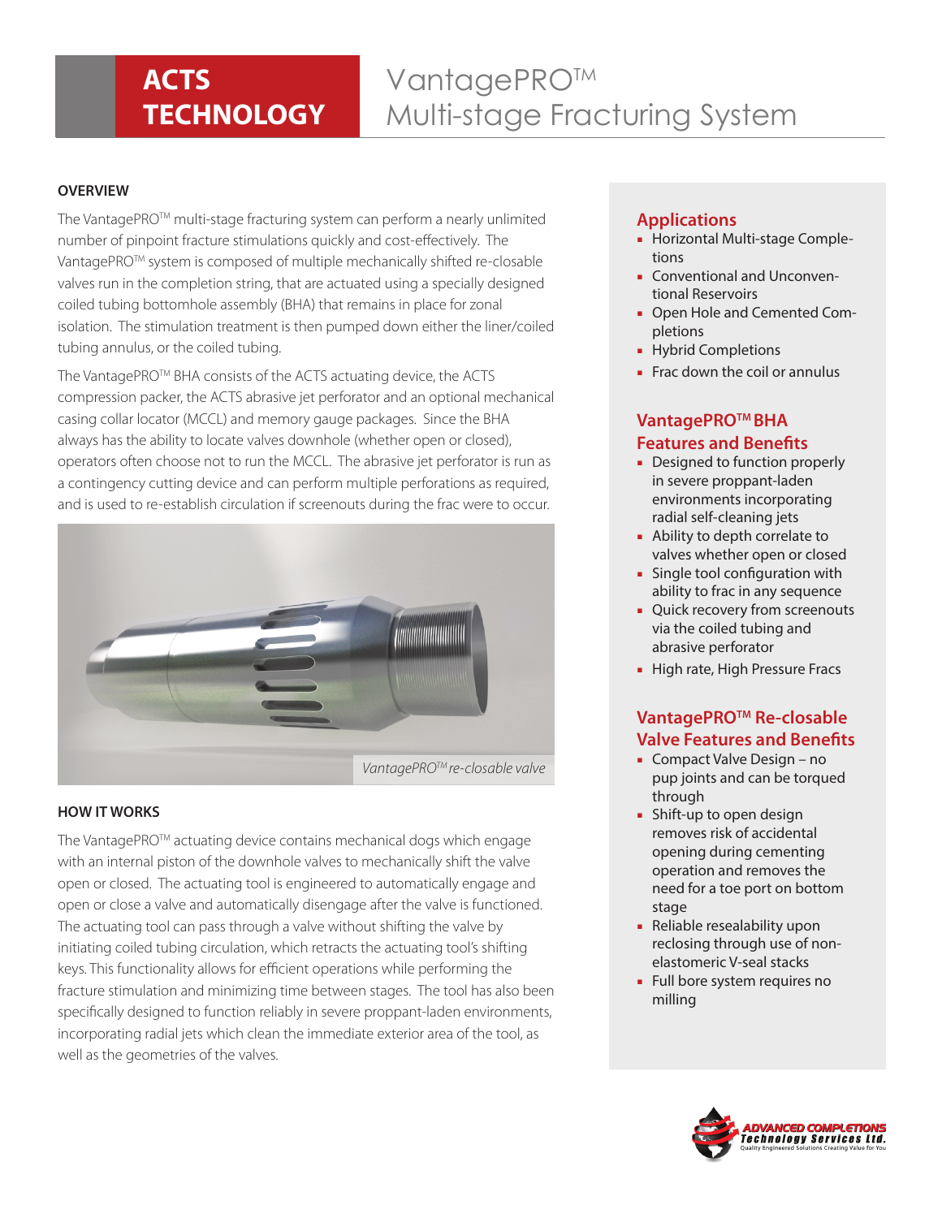# ACTS TECHNOLOGY

# VantagePRO™ Multi-stage Fracturing System

## OVERVIEW

The VantagePRO™ multi-stage fracturing system can perform a nearly unlimited number of pinpoint fracture stimulations quickly and cost-effectively. The VantagePRO™ system is composed of multiple mechanically shifted re-closable valves run in the completion string, that are actuated using a specially designed coiled tubing bottomhole assembly (BHA) that remains in place for zonal isolation. The stimulation treatment is then pumped down either the liner/coiled tubing annulus, or the coiled tubing.

The VantagePRO™ BHA consists of the ACTS actuating device, the ACTS compression packer, the ACTS abrasive jet perforator and an optional mechanical casing collar locator (MCCL) and memory gauge packages. Since the BHA always has the ability to locate valves downhole (whether open or closed), operators often choose not to run the MCCL. The abrasive jet perforator is run as a contingency cutting device and can perform multiple perforations as required, and is used to re-establish circulation if screenouts during the frac were to occur.

*VantagePRO™ re-closable valve*

## HOW IT WORKS

The VantagePRO™ actuating device contains mechanical dogs which engage with an internal piston of the downhole valves to mechanically shift the valve open or closed. The actuating tool is engineered to automatically engage and open or close a valve and automatically disengage after the valve is functioned. The actuating tool can pass through a valve without shifting the valve by initiating coiled tubing circulation, which retracts the actuating tool's shifting keys. This functionality allows for efficient operations while performing the fracture stimulation and minimizing time between stages. The tool has also been specifically designed to function reliably in severe proppant-laden environments, incorporating radial jets which clean the immediate exterior area of the tool, as well as the geometries of the valves.

## Applications

- Horizontal Multi-stage Completions
- Conventional and Unconventional Reservoirs
- Open Hole and Cemented Completions
- Hybrid Completions
- Frac down the coil or annulus

## VantagePRO™ BHA Features and Benefits

- Designed to function properly in severe proppant-laden environments incorporating radial self-cleaning jets
- Ability to depth correlate to valves whether open or closed
- Single tool configuration with ability to frac in any sequence
- Quick recovery from screenouts via the coiled tubing and abrasive perforator
- High rate, High Pressure Fracs

## VantagePRO™ Re-closable Valve Features and Benefits

- Compact Valve Design – no pup joints and can be torqued through
- Shift-up to open design removes risk of accidental opening during cementing operation and removes the need for a toe port on bottom stage
- Reliable resealability upon reclosing through use of non-elastomeric V-seal stacks
- Full bore system requires no milling

ADVANCED COMPLETIONS Technology Services Ltd.
Quality Engineered Solutions Creating Value for You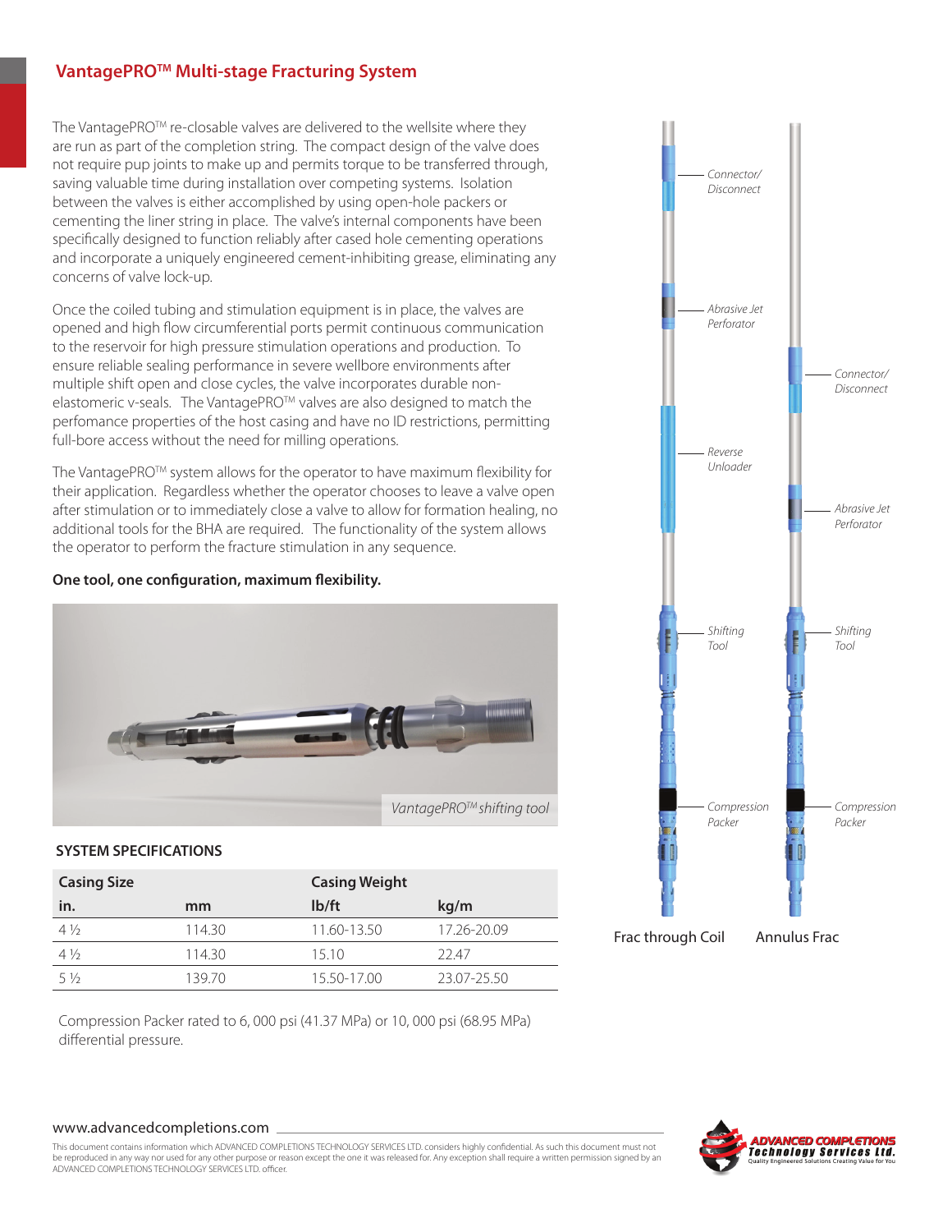## VantagePRO™ Multi-stage Fracturing System

The VantagePRO™ re-closable valves are delivered to the wellsite where they are run as part of the completion string. The compact design of the valve does not require pup joints to make up and permits torque to be transferred through, saving valuable time during installation over competing systems. Isolation between the valves is either accomplished by using open-hole packers or cementing the liner string in place. The valve's internal components have been specifically designed to function reliably after cased hole cementing operations and incorporate a uniquely engineered cement-inhibiting grease, eliminating any concerns of valve lock-up.

Once the coiled tubing and stimulation equipment is in place, the valves are opened and high flow circumferential ports permit continuous communication to the reservoir for high pressure stimulation operations and production. To ensure reliable sealing performance in severe wellbore environments after multiple shift open and close cycles, the valve incorporates durable non-elastomeric v-seals. The VantagePRO™ valves are also designed to match the perfomance properties of the host casing and have no ID restrictions, permitting full-bore access without the need for milling operations.

The VantagePRO™ system allows for the operator to have maximum flexibility for their application. Regardless whether the operator chooses to leave a valve open after stimulation or to immediately close a valve to allow for formation healing, no additional tools for the BHA are required. The functionality of the system allows the operator to perform the fracture stimulation in any sequence.

**One tool, one configuration, maximum flexibility.**

*VantagePRO™ shifting tool*

Connector/ Disconnect

Abrasive Jet Perforator

Reverse Unloader

Shifting Tool

Compression Packer

Connector/ Disconnect

Abrasive Jet Perforator

Shifting Tool

Compression Packer

Frac through Coil

Annulus Frac

### SYSTEM SPECIFICATIONS

| Casing Size | | Casing Weight | |
|---|---|---|---|
| in. | mm | lb/ft | kg/m |
| 4 ½ | 114.30 | 11.60-13.50 | 17.26-20.09 |
| 4 ½ | 114.30 | 15.10 | 22.47 |
| 5 ½ | 139.70 | 15.50-17.00 | 23.07-25.50 |

Compression Packer rated to 6, 000 psi (41.37 MPa) or 10, 000 psi (68.95 MPa) differential pressure.

www.advancedcompletions.com

This document contains information which ADVANCED COMPLETIONS TECHNOLOGY SERVICES LTD. considers highly confidential. As such this document must not be reproduced in any way nor used for any other purpose or reason except the one it was released for. Any exception shall require a written permission signed by an ADVANCED COMPLETIONS TECHNOLOGY SERVICES LTD. officer.

ADVANCED COMPLETIONS Technology Services Ltd. Quality Engineered Solutions Creating Value for You